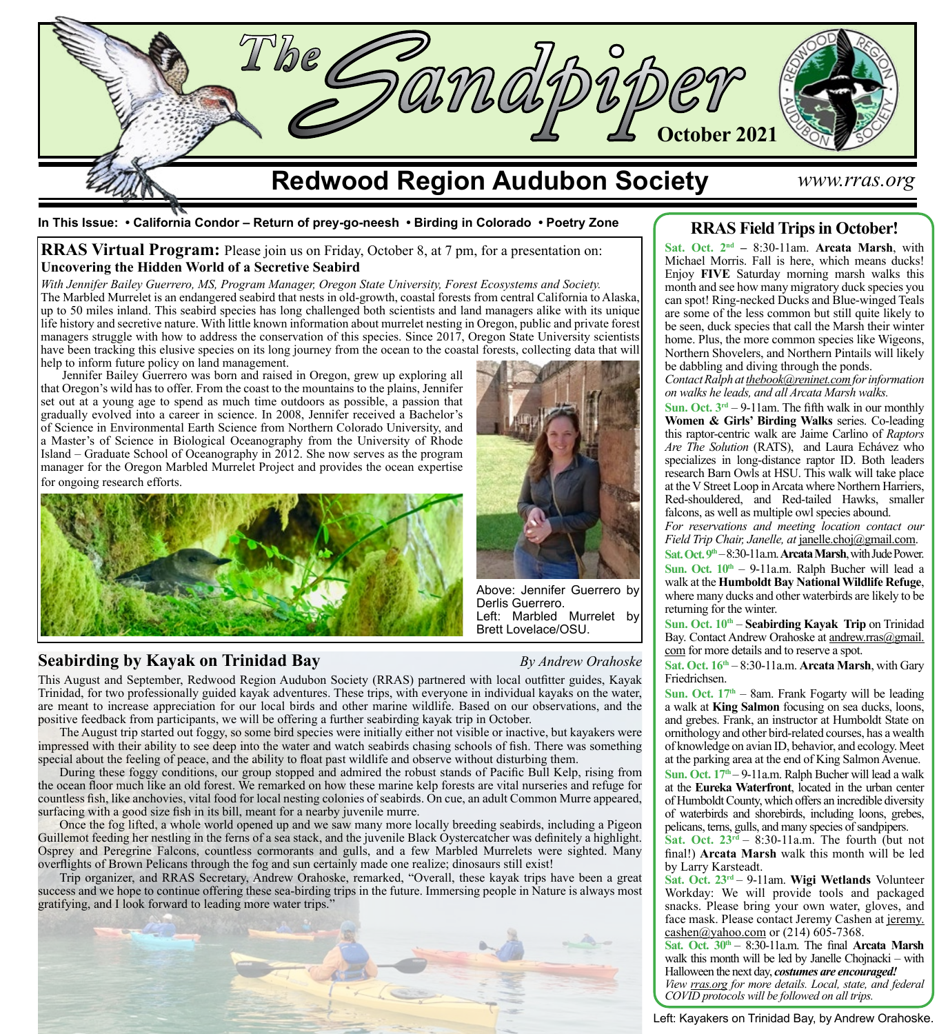# The Sandpiper

October 2021

## Redwood Region Audubon Society

*www.rras.org*

**In This Issue: • California Condor – Return of prey-go-neesh • Birding in Colorado • Poetry Zone**

## RRAS Virtual Program: Please join us on Friday, October 8, at 7 pm, for a presentation on:

### Uncovering the Hidden World of a Secretive Seabird

*With Jennifer Bailey Guerrero, MS, Program Manager, Oregon State University, Forest Ecosystems and Society.*

The Marbled Murrelet is an endangered seabird that nests in old-growth, coastal forests from central California to Alaska, up to 50 miles inland. This seabird species has long challenged both scientists and land managers alike with its unique life history and secretive nature. With little known information about murrelet nesting in Oregon, public and private forest managers struggle with how to address the conservation of this species. Since 2017, Oregon State University scientists have been tracking this elusive species on its long journey from the ocean to the coastal forests, collecting data that will help to inform future policy on land management.

Jennifer Bailey Guerrero was born and raised in Oregon, grew up exploring all that Oregon's wild has to offer. From the coast to the mountains to the plains, Jennifer set out at a young age to spend as much time outdoors as possible, a passion that gradually evolved into a career in science. In 2008, Jennifer received a Bachelor's of Science in Environmental Earth Science from Northern Colorado University, and a Master's of Science in Biological Oceanography from the University of Rhode Island – Graduate School of Oceanography in 2012. She now serves as the program manager for the Oregon Marbled Murrelet Project and provides the ocean expertise for ongoing research efforts.

Above: Jennifer Guerrero by Derlis Guerrero.
Left: Marbled Murrelet by Brett Lovelace/OSU.

## Seabirding by Kayak on Trinidad Bay

*By Andrew Orahoske*

This August and September, Redwood Region Audubon Society (RRAS) partnered with local outfitter guides, Kayak Trinidad, for two professionally guided kayak adventures. These trips, with everyone in individual kayaks on the water, are meant to increase appreciation for our local birds and other marine wildlife. Based on our observations, and the positive feedback from participants, we will be offering a further seabirding kayak trip in October.

The August trip started out foggy, so some bird species were initially either not visible or inactive, but kayakers were impressed with their ability to see deep into the water and watch seabirds chasing schools of fish. There was something special about the feeling of peace, and the ability to float past wildlife and observe without disturbing them.

During these foggy conditions, our group stopped and admired the robust stands of Pacific Bull Kelp, rising from the ocean floor much like an old forest. We remarked on how these marine kelp forests are vital nurseries and refuge for countless fish, like anchovies, vital food for local nesting colonies of seabirds. On cue, an adult Common Murre appeared, surfacing with a good size fish in its bill, meant for a nearby juvenile murre.

Once the fog lifted, a whole world opened up and we saw many more locally breeding seabirds, including a Pigeon Guillemot feeding her nestling in the ferns of a sea stack, and the juvenile Black Oystercatcher was definitely a highlight. Osprey and Peregrine Falcons, countless cormorants and gulls, and a few Marbled Murrelets were sighted. Many overflights of Brown Pelicans through the fog and sun certainly made one realize; dinosaurs still exist!

Trip organizer, and RRAS Secretary, Andrew Orahoske, remarked, "Overall, these kayak trips have been a great success and we hope to continue offering these sea-birding trips in the future. Immersing people in Nature is always most gratifying, and I look forward to leading more water trips."

Left: Kayakers on Trinidad Bay, by Andrew Orahoske.

## RRAS Field Trips in October!

**Sat. Oct. 2nd** – 8:30-11am. **Arcata Marsh**, with Michael Morris. Fall is here, which means ducks! Enjoy **FIVE** Saturday morning marsh walks this month and see how many migratory duck species you can spot! Ring-necked Ducks and Blue-winged Teals are some of the less common but still quite likely to be seen, duck species that call the Marsh their winter home. Plus, the more common species like Wigeons, Northern Shovelers, and Northern Pintails will likely be dabbling and diving through the ponds.

*Contact Ralph at thebook@reninet.com for information on walks he leads, and all Arcata Marsh walks.*

**Sun. Oct. 3rd** – 9-11am. The fifth walk in our monthly **Women & Girls' Birding Walks** series. Co-leading this raptor-centric walk are Jaime Carlino of *Raptors Are The Solution* (RATS), and Laura Echávez who specializes in long-distance raptor ID. Both leaders research Barn Owls at HSU. This walk will take place at the V Street Loop in Arcata where Northern Harriers, Red-shouldered, and Red-tailed Hawks, smaller falcons, as well as multiple owl species abound.

*For reservations and meeting location contact our Field Trip Chair, Janelle, at* janelle.choj@gmail.com.

**Sat. Oct. 9th** – 8:30-11a.m. **Arcata Marsh**, with Jude Power.

**Sun. Oct. 10th** – 9-11a.m. Ralph Bucher will lead a walk at the **Humboldt Bay National Wildlife Refuge**, where many ducks and other waterbirds are likely to be returning for the winter.

**Sun. Oct. 10th** – **Seabirding Kayak Trip** on Trinidad Bay. Contact Andrew Orahoske at andrew.rras@gmail.com for more details and to reserve a spot.

**Sat. Oct. 16th** – 8:30-11a.m. **Arcata Marsh**, with Gary Friedrichsen.

**Sun. Oct. 17th** – 8am. Frank Fogarty will be leading a walk at **King Salmon** focusing on sea ducks, loons, and grebes. Frank, an instructor at Humboldt State on ornithology and other bird-related courses, has a wealth of knowledge on avian ID, behavior, and ecology. Meet at the parking area at the end of King Salmon Avenue.

**Sun. Oct. 17th** – 9-11a.m. Ralph Bucher will lead a walk at the **Eureka Waterfront**, located in the urban center of Humboldt County, which offers an incredible diversity of waterbirds and shorebirds, including loons, grebes, pelicans, terns, gulls, and many species of sandpipers.

**Sat. Oct. 23rd** – 8:30-11a.m. The fourth (but not final!) **Arcata Marsh** walk this month will be led by Larry Karsteadt.

**Sat. Oct. 23rd** – 9-11am. **Wigi Wetlands** Volunteer Workday: We will provide tools and packaged snacks. Please bring your own water, gloves, and face mask. Please contact Jeremy Cashen at jeremy.cashen@yahoo.com or (214) 605-7368.

**Sat. Oct. 30th** – 8:30-11a.m. The final **Arcata Marsh** walk this month will be led by Janelle Chojnacki – with Halloween the next day, ***costumes are encouraged!***

*View rras.org for more details. Local, state, and federal COVID protocols will be followed on all trips.*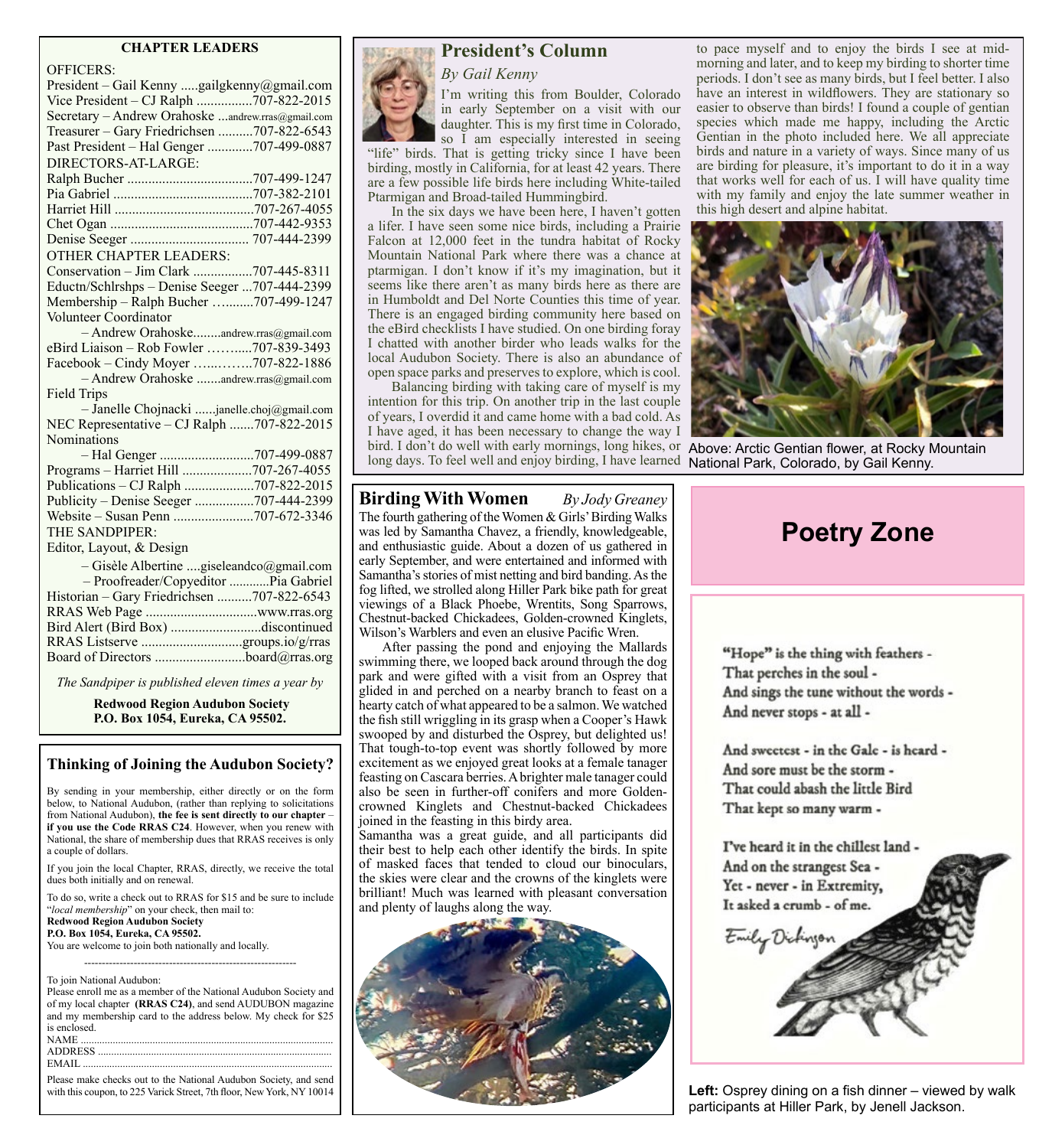## CHAPTER LEADERS

OFFICERS:

President – Gail Kenny .....gailgkenny@gmail.com
Vice President – CJ Ralph ................707-822-2015
Secretary – Andrew Orahoske ...andrew.rras@gmail.com
Treasurer – Gary Friedrichsen ..........707-822-6543
Past President – Hal Genger .............707-499-0887

DIRECTORS-AT-LARGE:

Ralph Bucher ....................................707-499-1247
Pia Gabriel ........................................707-382-2101
Harriet Hill ........................................707-267-4055
Chet Ogan .........................................707-442-9353
Denise Seeger .................................. 707-444-2399

OTHER CHAPTER LEADERS:

Conservation – Jim Clark .................707-445-8311
Eductn/Schlrshps – Denise Seeger ...707-444-2399
Membership – Ralph Bucher ….........707-499-1247
Volunteer Coordinator
– Andrew Orahoske........andrew.rras@gmail.com
eBird Liaison – Rob Fowler ……......707-839-3493
Facebook – Cindy Moyer …...……...707-822-1886
– Andrew Orahoske .......andrew.rras@gmail.com
Field Trips
– Janelle Chojnacki ......janelle.choj@gmail.com
NEC Representative – CJ Ralph .......707-822-2015
Nominations
– Hal Genger ...........................707-499-0887
Programs – Harriet Hill ....................707-267-4055
Publications – CJ Ralph ....................707-822-2015
Publicity – Denise Seeger .................707-444-2399
Website – Susan Penn .......................707-672-3346

THE SANDPIPER:

Editor, Layout, & Design
– Gisèle Albertine ....giseleandco@gmail.com
– Proofreader/Copyeditor ............Pia Gabriel
Historian – Gary Friedrichsen ..........707-822-6543
RRAS Web Page ................................www.rras.org
Bird Alert (Bird Box) ..........................discontinued
RRAS Listserve .............................groups.io/g/rras
Board of Directors ..........................board@rras.org

*The Sandpiper is published eleven times a year by*

**Redwood Region Audubon Society**
**P.O. Box 1054, Eureka, CA 95502.**

## Thinking of Joining the Audubon Society?

By sending in your membership, either directly or on the form below, to National Audubon, (rather than replying to solicitations from National Audubon), **the fee is sent directly to our chapter** – **if you use the Code RRAS C24**. However, when you renew with National, the share of membership dues that RRAS receives is only a couple of dollars.

If you join the local Chapter, RRAS, directly, we receive the total dues both initially and on renewal.

To do so, write a check out to RRAS for $15 and be sure to include "*local membership*" on your check, then mail to:
**Redwood Region Audubon Society**
**P.O. Box 1054, Eureka, CA 95502.**
You are welcome to join both nationally and locally.

---

To join National Audubon:
Please enroll me as a member of the National Audubon Society and of my local chapter **(RRAS C24)**, and send AUDUBON magazine and my membership card to the address below. My check for $25 is enclosed.
NAME ....................................................................................
ADDRESS ..............................................................................
EMAIL ...................................................................................

Please make checks out to the National Audubon Society, and send with this coupon, to 225 Varick Street, 7th floor, New York, NY 10014

## President's Column

*By Gail Kenny*

I'm writing this from Boulder, Colorado in early September on a visit with our daughter. This is my first time in Colorado, so I am especially interested in seeing "life" birds. That is getting tricky since I have been birding, mostly in California, for at least 42 years. There are a few possible life birds here including White-tailed Ptarmigan and Broad-tailed Hummingbird.

In the six days we have been here, I haven't gotten a lifer. I have seen some nice birds, including a Prairie Falcon at 12,000 feet in the tundra habitat of Rocky Mountain National Park where there was a chance at ptarmigan. I don't know if it's my imagination, but it seems like there aren't as many birds here as there are in Humboldt and Del Norte Counties this time of year. There is an engaged birding community here based on the eBird checklists I have studied. On one birding foray I chatted with another birder who leads walks for the local Audubon Society. There is also an abundance of open space parks and preserves to explore, which is cool.

Balancing birding with taking care of myself is my intention for this trip. On another trip in the last couple of years, I overdid it and came home with a bad cold. As I have aged, it has been necessary to change the way I bird. I don't do well with early mornings, long hikes, or long days. To feel well and enjoy birding, I have learned to pace myself and to enjoy the birds I see at mid-morning and later, and to keep my birding to shorter time periods. I don't see as many birds, but I feel better. I also have an interest in wildflowers. They are stationary so easier to observe than birds! I found a couple of gentian species which made me happy, including the Arctic Gentian in the photo included here. We all appreciate birds and nature in a variety of ways. Since many of us are birding for pleasure, it's important to do it in a way that works well for each of us. I will have quality time with my family and enjoy the late summer weather in this high desert and alpine habitat.

Above: Arctic Gentian flower, at Rocky Mountain National Park, Colorado, by Gail Kenny.

## Birding With Women

*By Jody Greaney*

The fourth gathering of the Women & Girls' Birding Walks was led by Samantha Chavez, a friendly, knowledgeable, and enthusiastic guide. About a dozen of us gathered in early September, and were entertained and informed with Samantha's stories of mist netting and bird banding. As the fog lifted, we strolled along Hiller Park bike path for great viewings of a Black Phoebe, Wrentits, Song Sparrows, Chestnut-backed Chickadees, Golden-crowned Kinglets, Wilson's Warblers and even an elusive Pacific Wren.

After passing the pond and enjoying the Mallards swimming there, we looped back around through the dog park and were gifted with a visit from an Osprey that glided in and perched on a nearby branch to feast on a hearty catch of what appeared to be a salmon. We watched the fish still wriggling in its grasp when a Cooper's Hawk swooped by and disturbed the Osprey, but delighted us! That tough-to-top event was shortly followed by more excitement as we enjoyed great looks at a female tanager feasting on Cascara berries. A brighter male tanager could also be seen in further-off conifers and more Golden-crowned Kinglets and Chestnut-backed Chickadees joined in the feasting in this birdy area.

Samantha was a great guide, and all participants did their best to help each other identify the birds. In spite of masked faces that tended to cloud our binoculars, the skies were clear and the crowns of the kinglets were brilliant! Much was learned with pleasant conversation and plenty of laughs along the way.

**Left:** Osprey dining on a fish dinner – viewed by walk participants at Hiller Park, by Jenell Jackson.

## Poetry Zone

"Hope" is the thing with feathers -
That perches in the soul -
And sings the tune without the words -
And never stops - at all -

And sweetest - in the Gale - is heard -
And sore must be the storm -
That could abash the little Bird
That kept so many warm -

I've heard it in the chillest land -
And on the strangest Sea -
Yet - never - in Extremity,
It asked a crumb - of me.

Emily Dickinson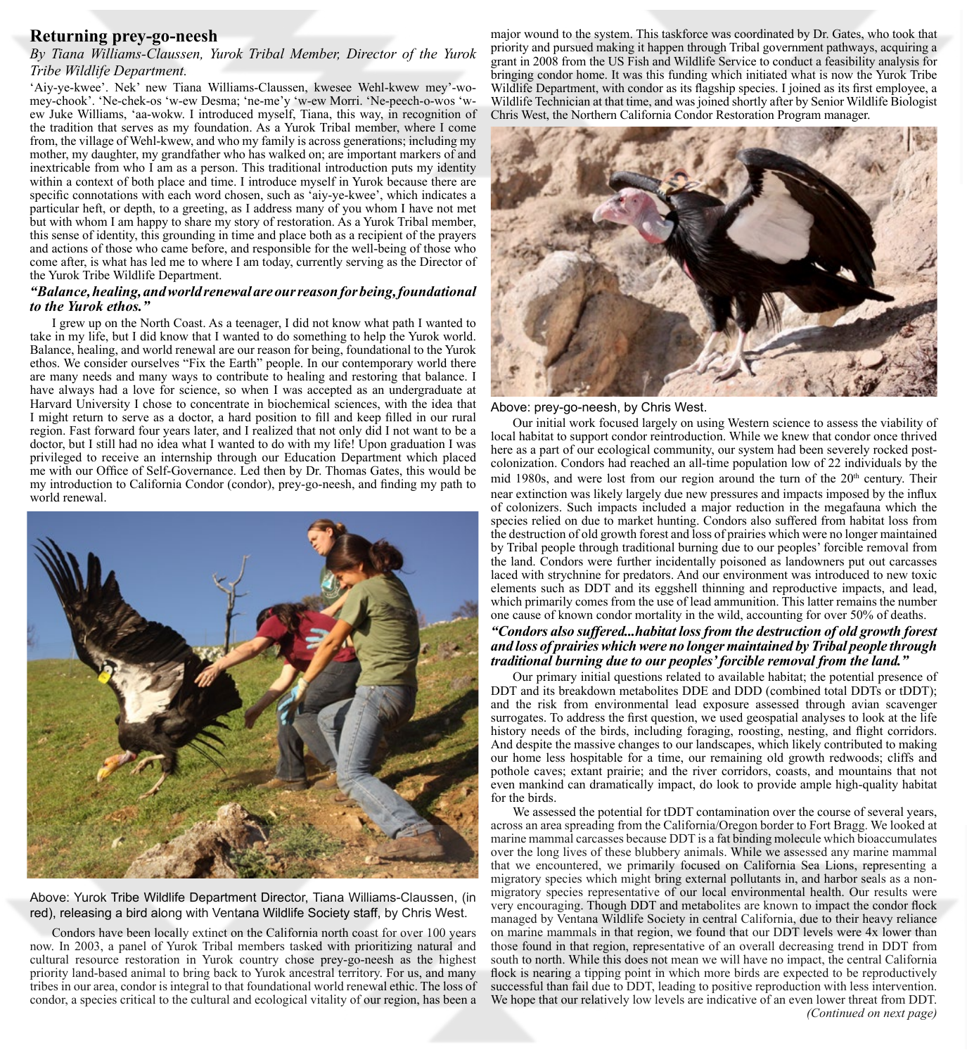## Returning prey-go-neesh

*By Tiana Williams-Claussen, Yurok Tribal Member, Director of the Yurok Tribe Wildlife Department.*

'Aiy-ye-kwee'. Nek' new Tiana Williams-Claussen, kwesee Wehl-kwew mey'-wo-mey-chook'. 'Ne-chek-os 'w-ew Desma; 'ne-me'y 'w-ew Morri. 'Ne-peech-o-wos 'w-ew Juke Williams, 'aa-wokw. I introduced myself, Tiana, this way, in recognition of the tradition that serves as my foundation. As a Yurok Tribal member, where I come from, the village of Wehl-kwew, and who my family is across generations; including my mother, my daughter, my grandfather who has walked on; are important markers of and inextricable from who I am as a person. This traditional introduction puts my identity within a context of both place and time. I introduce myself in Yurok because there are specific connotations with each word chosen, such as 'aiy-ye-kwee', which indicates a particular heft, or depth, to a greeting, as I address many of you whom I have not met but with whom I am happy to share my story of restoration. As a Yurok Tribal member, this sense of identity, this grounding in time and place both as a recipient of the prayers and actions of those who came before, and responsible for the well-being of those who come after, is what has led me to where I am today, currently serving as the Director of the Yurok Tribe Wildlife Department.

***"Balance, healing, and world renewal are our reason for being, foundational to the Yurok ethos."***

I grew up on the North Coast. As a teenager, I did not know what path I wanted to take in my life, but I did know that I wanted to do something to help the Yurok world. Balance, healing, and world renewal are our reason for being, foundational to the Yurok ethos. We consider ourselves "Fix the Earth" people. In our contemporary world there are many needs and many ways to contribute to healing and restoring that balance. I have always had a love for science, so when I was accepted as an undergraduate at Harvard University I chose to concentrate in biochemical sciences, with the idea that I might return to serve as a doctor, a hard position to fill and keep filled in our rural region. Fast forward four years later, and I realized that not only did I not want to be a doctor, but I still had no idea what I wanted to do with my life! Upon graduation I was privileged to receive an internship through our Education Department which placed me with our Office of Self-Governance. Led then by Dr. Thomas Gates, this would be my introduction to California Condor (condor), prey-go-neesh, and finding my path to world renewal.

Above: Yurok Tribe Wildlife Department Director, Tiana Williams-Claussen, (in red), releasing a bird along with Ventana Wildlife Society staff, by Chris West.

Condors have been locally extinct on the California north coast for over 100 years now. In 2003, a panel of Yurok Tribal members tasked with prioritizing natural and cultural resource restoration in Yurok country chose prey-go-neesh as the highest priority land-based animal to bring back to Yurok ancestral territory. For us, and many tribes in our area, condor is integral to that foundational world renewal ethic. The loss of condor, a species critical to the cultural and ecological vitality of our region, has been a major wound to the system. This taskforce was coordinated by Dr. Gates, who took that priority and pursued making it happen through Tribal government pathways, acquiring a grant in 2008 from the US Fish and Wildlife Service to conduct a feasibility analysis for bringing condor home. It was this funding which initiated what is now the Yurok Tribe Wildlife Department, with condor as its flagship species. I joined as its first employee, a Wildlife Technician at that time, and was joined shortly after by Senior Wildlife Biologist Chris West, the Northern California Condor Restoration Program manager.

Above: prey-go-neesh, by Chris West.

Our initial work focused largely on using Western science to assess the viability of local habitat to support condor reintroduction. While we knew that condor once thrived here as a part of our ecological community, our system had been severely rocked post-colonization. Condors had reached an all-time population low of 22 individuals by the mid 1980s, and were lost from our region around the turn of the 20th century. Their near extinction was likely largely due new pressures and impacts imposed by the influx of colonizers. Such impacts included a major reduction in the megafauna which the species relied on due to market hunting. Condors also suffered from habitat loss from the destruction of old growth forest and loss of prairies which were no longer maintained by Tribal people through traditional burning due to our peoples' forcible removal from the land. Condors were further incidentally poisoned as landowners put out carcasses laced with strychnine for predators. And our environment was introduced to new toxic elements such as DDT and its eggshell thinning and reproductive impacts, and lead, which primarily comes from the use of lead ammunition. This latter remains the number one cause of known condor mortality in the wild, accounting for over 50% of deaths.

***"Condors also suffered...habitat loss from the destruction of old growth forest and loss of prairies which were no longer maintained by Tribal people through traditional burning due to our peoples' forcible removal from the land."***

Our primary initial questions related to available habitat; the potential presence of DDT and its breakdown metabolites DDE and DDD (combined total DDTs or tDDT); and the risk from environmental lead exposure assessed through avian scavenger surrogates. To address the first question, we used geospatial analyses to look at the life history needs of the birds, including foraging, roosting, nesting, and flight corridors. And despite the massive changes to our landscapes, which likely contributed to making our home less hospitable for a time, our remaining old growth redwoods; cliffs and pothole caves; extant prairie; and the river corridors, coasts, and mountains that not even mankind can dramatically impact, do look to provide ample high-quality habitat for the birds.

We assessed the potential for tDDT contamination over the course of several years, across an area spreading from the California/Oregon border to Fort Bragg. We looked at marine mammal carcasses because DDT is a fat binding molecule which bioaccumulates over the long lives of these blubbery animals. While we assessed any marine mammal that we encountered, we primarily focused on California Sea Lions, representing a migratory species which might bring external pollutants in, and harbor seals as a non-migratory species representative of our local environmental health. Our results were very encouraging. Though DDT and metabolites are known to impact the condor flock managed by Ventana Wildlife Society in central California, due to their heavy reliance on marine mammals in that region, we found that our DDT levels were 4x lower than those found in that region, representative of an overall decreasing trend in DDT from south to north. While this does not mean we will have no impact, the central California flock is nearing a tipping point in which more birds are expected to be reproductively successful than fail due to DDT, leading to positive reproduction with less intervention. We hope that our relatively low levels are indicative of an even lower threat from DDT.

*(Continued on next page)*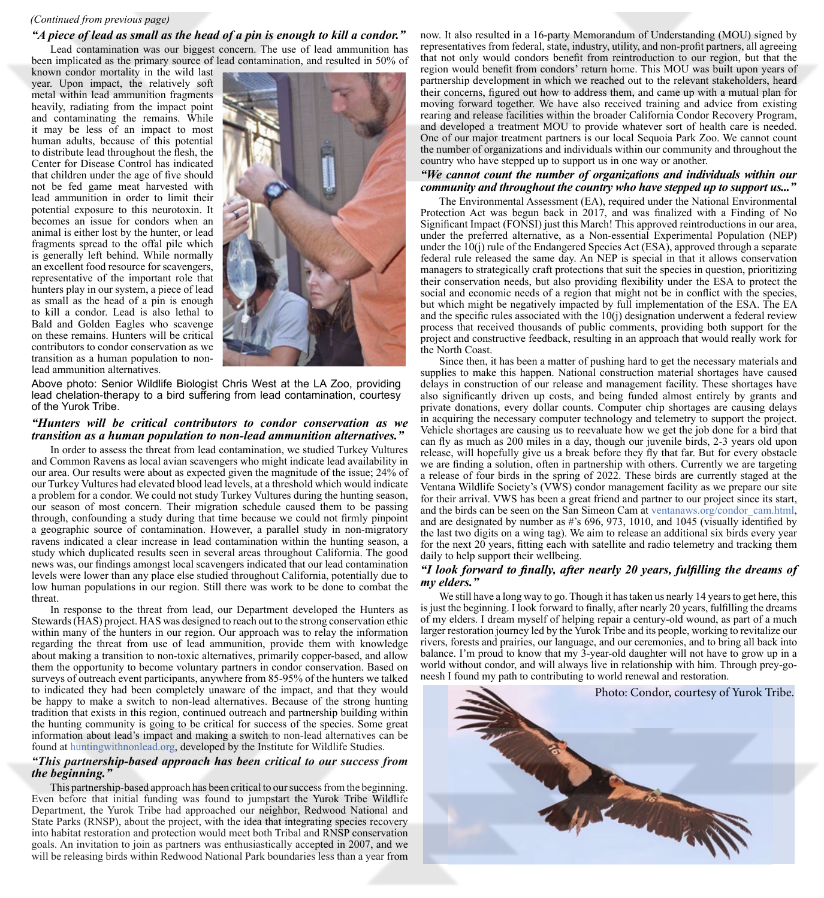*(Continued from previous page)*

### *"A piece of lead as small as the head of a pin is enough to kill a condor."*

Lead contamination was our biggest concern. The use of lead ammunition has been implicated as the primary source of lead contamination, and resulted in 50% of known condor mortality in the wild last year. Upon impact, the relatively soft metal within lead ammunition fragments heavily, radiating from the impact point and contaminating the remains. While it may be less of an impact to most human adults, because of this potential to distribute lead throughout the flesh, the Center for Disease Control has indicated that children under the age of five should not be fed game meat harvested with lead ammunition in order to limit their potential exposure to this neurotoxin. It becomes an issue for condors when an animal is either lost by the hunter, or lead fragments spread to the offal pile which is generally left behind. While normally an excellent food resource for scavengers, representative of the important role that hunters play in our system, a piece of lead as small as the head of a pin is enough to kill a condor. Lead is also lethal to Bald and Golden Eagles who scavenge on these remains. Hunters who will be critical contributors to condor conservation as we transition as a human population to non-lead ammunition alternatives.

Above photo: Senior Wildlife Biologist Chris West at the LA Zoo, providing lead chelation-therapy to a bird suffering from lead contamination, courtesy of the Yurok Tribe.

### *"Hunters will be critical contributors to condor conservation as we transition as a human population to non-lead ammunition alternatives."*

In order to assess the threat from lead contamination, we studied Turkey Vultures and Common Ravens as local avian scavengers who might indicate lead availability in our area. Our results were about as expected given the magnitude of the issue; 24% of our Turkey Vultures had elevated blood lead levels, at a threshold which would indicate a problem for a condor. We could not study Turkey Vultures during the hunting season, our season of most concern. Their migration schedule caused them to be passing through, confounding a study during that time because we could not firmly pinpoint a geographic source of contamination. However, a parallel study in non-migratory ravens indicated a clear increase in lead contamination within the hunting season, a study which duplicated results seen in several areas throughout California. The good news was, our findings amongst local scavengers indicated that our lead contamination levels were lower than any place else studied throughout California, potentially due to low human populations in our region. Still there was work to be done to combat the threat.

In response to the threat from lead, our Department developed the Hunters as Stewards (HAS) project. HAS was designed to reach out to the strong conservation ethic within many of the hunters in our region. Our approach was to relay the information regarding the threat from use of lead ammunition, provide them with knowledge about making a transition to non-toxic alternatives, primarily copper-based, and allow them the opportunity to become voluntary partners in condor conservation. Based on surveys of outreach event participants, anywhere from 85-95% of the hunters we talked to indicated they had been completely unaware of the impact, and that they would be happy to make a switch to non-lead alternatives. Because of the strong hunting tradition that exists in this region, continued outreach and partnership building within the hunting community is going to be critical for success of the species. Some great information about lead's impact and making a switch to non-lead alternatives can be found at huntingwithnonlead.org, developed by the Institute for Wildlife Studies.

### *"This partnership-based approach has been critical to our success from the beginning."*

This partnership-based approach has been critical to our success from the beginning. Even before that initial funding was found to jumpstart the Yurok Tribe Wildlife Department, the Yurok Tribe had approached our neighbor, Redwood National and State Parks (RNSP), about the project, with the idea that integrating species recovery into habitat restoration and protection would meet both Tribal and RNSP conservation goals. An invitation to join as partners was enthusiastically accepted in 2007, and we will be releasing birds within Redwood National Park boundaries less than a year from now. It also resulted in a 16-party Memorandum of Understanding (MOU) signed by representatives from federal, state, industry, utility, and non-profit partners, all agreeing that not only would condors benefit from reintroduction to our region, but that the region would benefit from condors' return home. This MOU was built upon years of partnership development in which we reached out to the relevant stakeholders, heard their concerns, figured out how to address them, and came up with a mutual plan for moving forward together. We have also received training and advice from existing rearing and release facilities within the broader California Condor Recovery Program, and developed a treatment MOU to provide whatever sort of health care is needed. One of our major treatment partners is our local Sequoia Park Zoo. We cannot count the number of organizations and individuals within our community and throughout the country who have stepped up to support us in one way or another.

### *"We cannot count the number of organizations and individuals within our community and throughout the country who have stepped up to support us..."*

The Environmental Assessment (EA), required under the National Environmental Protection Act was begun back in 2017, and was finalized with a Finding of No Significant Impact (FONSI) just this March! This approved reintroductions in our area, under the preferred alternative, as a Non-essential Experimental Population (NEP) under the 10(j) rule of the Endangered Species Act (ESA), approved through a separate federal rule released the same day. An NEP is special in that it allows conservation managers to strategically craft protections that suit the species in question, prioritizing their conservation needs, but also providing flexibility under the ESA to protect the social and economic needs of a region that might not be in conflict with the species, but which might be negatively impacted by full implementation of the ESA. The EA and the specific rules associated with the 10(j) designation underwent a federal review process that received thousands of public comments, providing both support for the project and constructive feedback, resulting in an approach that would really work for the North Coast.

Since then, it has been a matter of pushing hard to get the necessary materials and supplies to make this happen. National construction material shortages have caused delays in construction of our release and management facility. These shortages have also significantly driven up costs, and being funded almost entirely by grants and private donations, every dollar counts. Computer chip shortages are causing delays in acquiring the necessary computer technology and telemetry to support the project. Vehicle shortages are causing us to reevaluate how we get the job done for a bird that can fly as much as 200 miles in a day, though our juvenile birds, 2-3 years old upon release, will hopefully give us a break before they fly that far. But for every obstacle we are finding a solution, often in partnership with others. Currently we are targeting a release of four birds in the spring of 2022. These birds are currently staged at the Ventana Wildlife Society's (VWS) condor management facility as we prepare our site for their arrival. VWS has been a great friend and partner to our project since its start, and the birds can be seen on the San Simeon Cam at ventanaws.org/condor_cam.html, and are designated by number as #'s 696, 973, 1010, and 1045 (visually identified by the last two digits on a wing tag). We aim to release an additional six birds every year for the next 20 years, fitting each with satellite and radio telemetry and tracking them daily to help support their wellbeing.

### *"I look forward to finally, after nearly 20 years, fulfilling the dreams of my elders."*

We still have a long way to go. Though it has taken us nearly 14 years to get here, this is just the beginning. I look forward to finally, after nearly 20 years, fulfilling the dreams of my elders. I dream myself of helping repair a century-old wound, as part of a much larger restoration journey led by the Yurok Tribe and its people, working to revitalize our rivers, forests and prairies, our language, and our ceremonies, and to bring all back into balance. I'm proud to know that my 3-year-old daughter will not have to grow up in a world without condor, and will always live in relationship with him. Through prey-go-neesh I found my path to contributing to world renewal and restoration.

Photo: Condor, courtesy of Yurok Tribe.